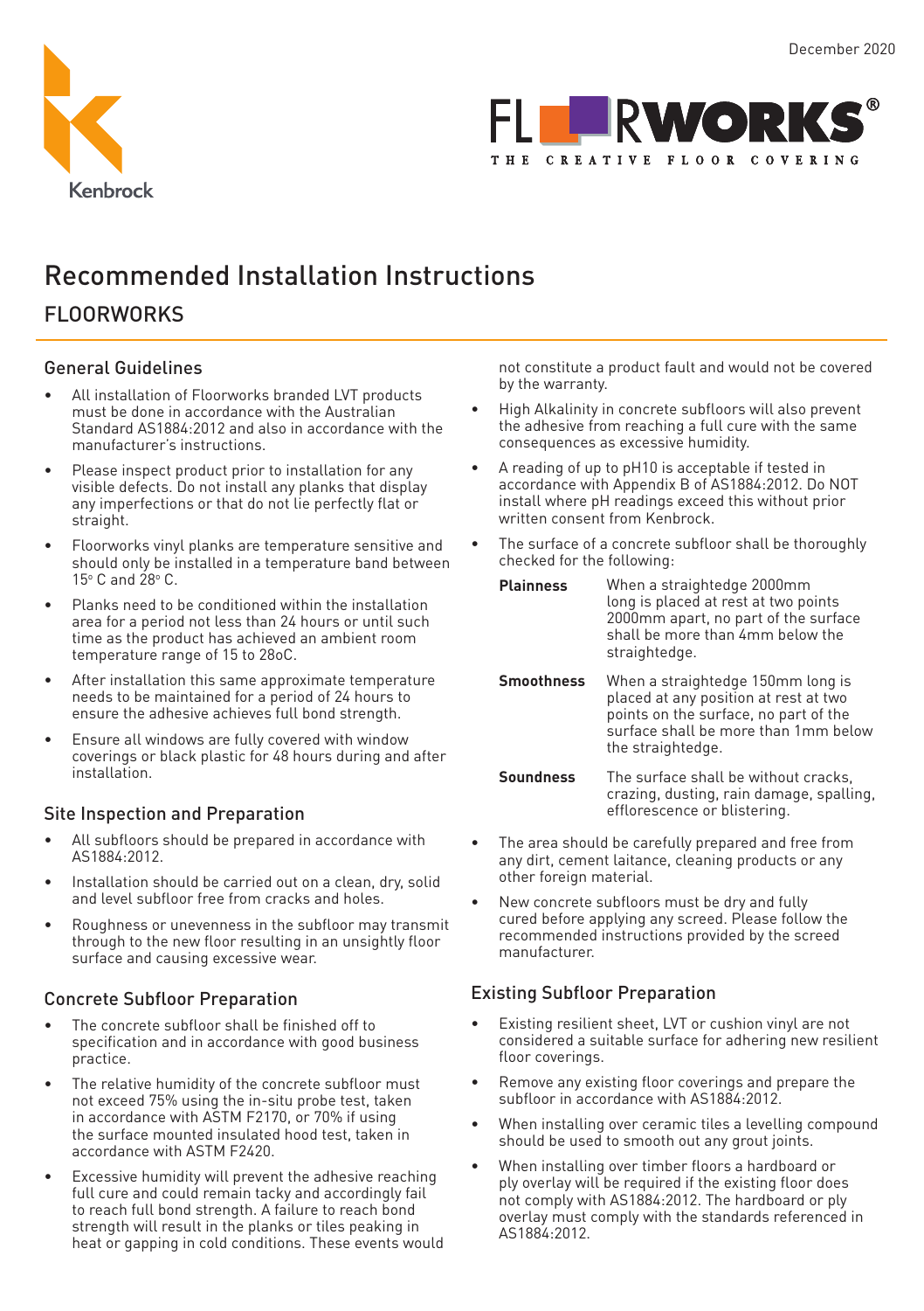December 2020

Kenbrock

FLOORWORKS®
THE CREATIVE FLOOR COVERING

# Recommended Installation Instructions

## FLOORWORKS

### General Guidelines

- All installation of Floorworks branded LVT products must be done in accordance with the Australian Standard AS1884:2012 and also in accordance with the manufacturer's instructions.
- Please inspect product prior to installation for any visible defects. Do not install any planks that display any imperfections or that do not lie perfectly flat or straight.
- Floorworks vinyl planks are temperature sensitive and should only be installed in a temperature band between 15° C and 28° C.
- Planks need to be conditioned within the installation area for a period not less than 24 hours or until such time as the product has achieved an ambient room temperature range of 15 to 28oC.
- After installation this same approximate temperature needs to be maintained for a period of 24 hours to ensure the adhesive achieves full bond strength.
- Ensure all windows are fully covered with window coverings or black plastic for 48 hours during and after installation.

### Site Inspection and Preparation

- All subfloors should be prepared in accordance with AS1884:2012.
- Installation should be carried out on a clean, dry, solid and level subfloor free from cracks and holes.
- Roughness or unevenness in the subfloor may transmit through to the new floor resulting in an unsightly floor surface and causing excessive wear.

### Concrete Subfloor Preparation

- The concrete subfloor shall be finished off to specification and in accordance with good business practice.
- The relative humidity of the concrete subfloor must not exceed 75% using the in-situ probe test, taken in accordance with ASTM F2170, or 70% if using the surface mounted insulated hood test, taken in accordance with ASTM F2420.
- Excessive humidity will prevent the adhesive reaching full cure and could remain tacky and accordingly fail to reach full bond strength. A failure to reach bond strength will result in the planks or tiles peaking in heat or gapping in cold conditions. These events would not constitute a product fault and would not be covered by the warranty.
- High Alkalinity in concrete subfloors will also prevent the adhesive from reaching a full cure with the same consequences as excessive humidity.
- A reading of up to pH10 is acceptable if tested in accordance with Appendix B of AS1884:2012. Do NOT install where pH readings exceed this without prior written consent from Kenbrock.
- The surface of a concrete subfloor shall be thoroughly checked for the following:

  **Plainness** When a straightedge 2000mm long is placed at rest at two points 2000mm apart, no part of the surface shall be more than 4mm below the straightedge.

  **Smoothness** When a straightedge 150mm long is placed at any position at rest at two points on the surface, no part of the surface shall be more than 1mm below the straightedge.

  **Soundness** The surface shall be without cracks, crazing, dusting, rain damage, spalling, efflorescence or blistering.

- The area should be carefully prepared and free from any dirt, cement laitance, cleaning products or any other foreign material.
- New concrete subfloors must be dry and fully cured before applying any screed. Please follow the recommended instructions provided by the screed manufacturer.

### Existing Subfloor Preparation

- Existing resilient sheet, LVT or cushion vinyl are not considered a suitable surface for adhering new resilient floor coverings.
- Remove any existing floor coverings and prepare the subfloor in accordance with AS1884:2012.
- When installing over ceramic tiles a levelling compound should be used to smooth out any grout joints.
- When installing over timber floors a hardboard or ply overlay will be required if the existing floor does not comply with AS1884:2012. The hardboard or ply overlay must comply with the standards referenced in AS1884:2012.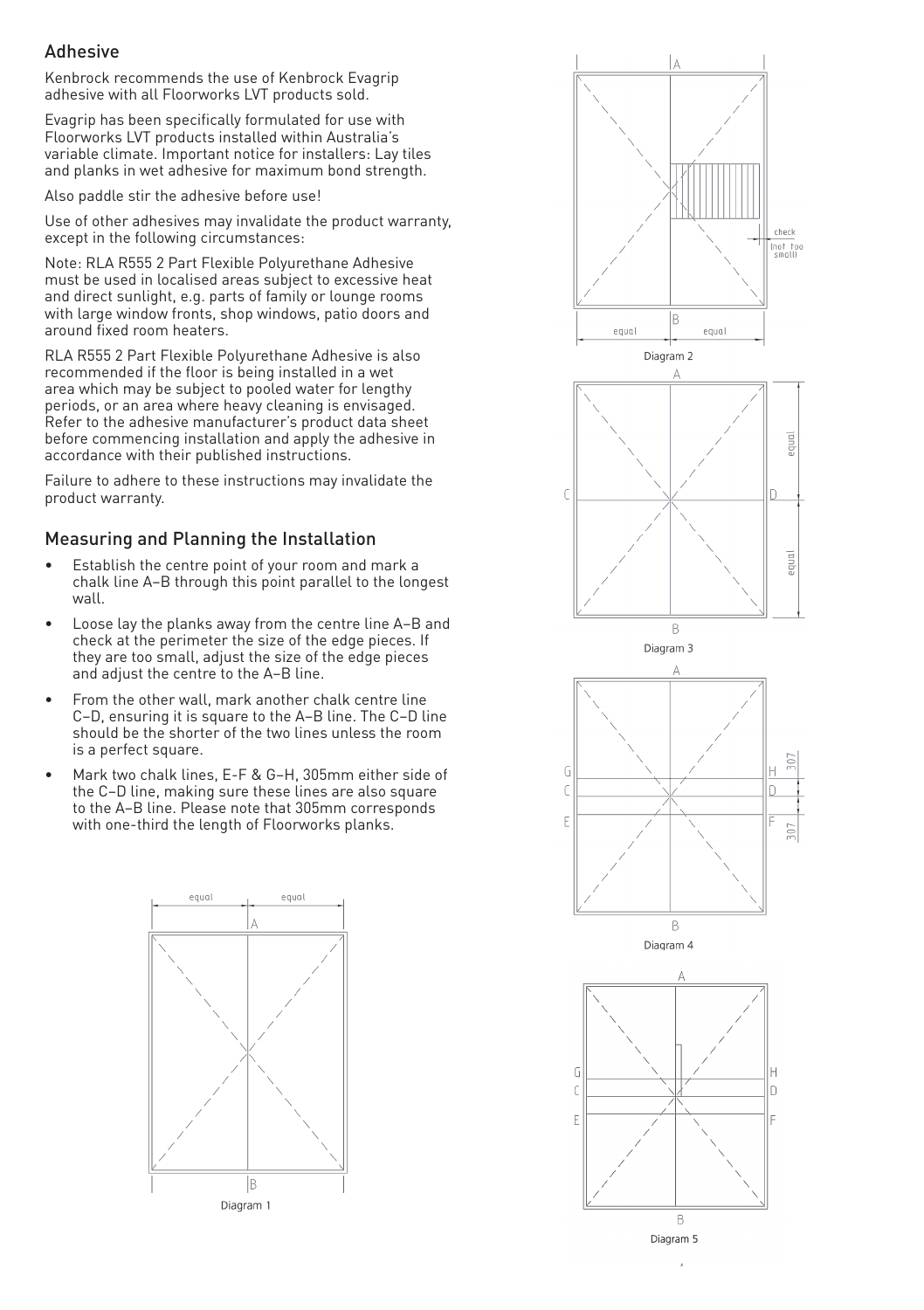## Adhesive

Kenbrock recommends the use of Kenbrock Evagrip adhesive with all Floorworks LVT products sold.

Evagrip has been specifically formulated for use with Floorworks LVT products installed within Australia's variable climate. Important notice for installers: Lay tiles and planks in wet adhesive for maximum bond strength.

Also paddle stir the adhesive before use!

Use of other adhesives may invalidate the product warranty, except in the following circumstances:

Note: RLA R555 2 Part Flexible Polyurethane Adhesive must be used in localised areas subject to excessive heat and direct sunlight, e.g. parts of family or lounge rooms with large window fronts, shop windows, patio doors and around fixed room heaters.

RLA R555 2 Part Flexible Polyurethane Adhesive is also recommended if the floor is being installed in a wet area which may be subject to pooled water for lengthy periods, or an area where heavy cleaning is envisaged. Refer to the adhesive manufacturer's product data sheet before commencing installation and apply the adhesive in accordance with their published instructions.

Failure to adhere to these instructions may invalidate the product warranty.

## Measuring and Planning the Installation

- Establish the centre point of your room and mark a chalk line A–B through this point parallel to the longest wall.
- Loose lay the planks away from the centre line A–B and check at the perimeter the size of the edge pieces. If they are too small, adjust the size of the edge pieces and adjust the centre to the A–B line.
- From the other wall, mark another chalk centre line C–D, ensuring it is square to the A–B line. The C–D line should be the shorter of the two lines unless the room is a perfect square.
- Mark two chalk lines, E-F & G–H, 305mm either side of the C–D line, making sure these lines are also square to the A–B line. Please note that 305mm corresponds with one-third the length of Floorworks planks.

Diagram 1

Diagram 2

Diagram 3

Diagram 4

Diagram 5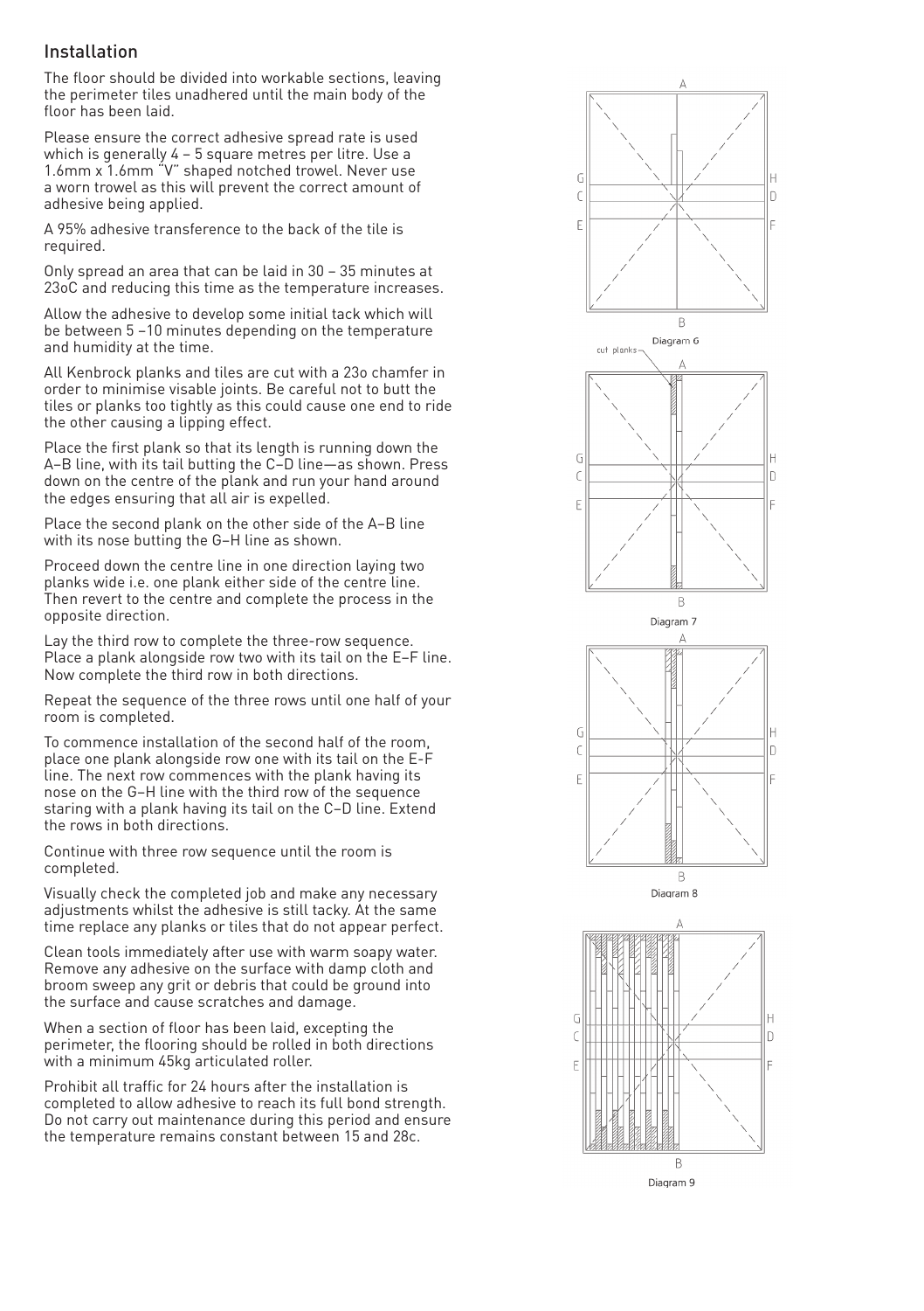## Installation

The floor should be divided into workable sections, leaving the perimeter tiles unadhered until the main body of the floor has been laid.

Please ensure the correct adhesive spread rate is used which is generally 4 – 5 square metres per litre. Use a 1.6mm x 1.6mm "V" shaped notched trowel. Never use a worn trowel as this will prevent the correct amount of adhesive being applied.

A 95% adhesive transference to the back of the tile is required.

Only spread an area that can be laid in 30 – 35 minutes at 23oC and reducing this time as the temperature increases.

Allow the adhesive to develop some initial tack which will be between 5 –10 minutes depending on the temperature and humidity at the time.

All Kenbrock planks and tiles are cut with a 23o chamfer in order to minimise visable joints. Be careful not to butt the tiles or planks too tightly as this could cause one end to ride the other causing a lipping effect.

Place the first plank so that its length is running down the A–B line, with its tail butting the C–D line—as shown. Press down on the centre of the plank and run your hand around the edges ensuring that all air is expelled.

Place the second plank on the other side of the A–B line with its nose butting the G–H line as shown.

Proceed down the centre line in one direction laying two planks wide i.e. one plank either side of the centre line. Then revert to the centre and complete the process in the opposite direction.

Lay the third row to complete the three-row sequence. Place a plank alongside row two with its tail on the E–F line. Now complete the third row in both directions.

Repeat the sequence of the three rows until one half of your room is completed.

To commence installation of the second half of the room, place one plank alongside row one with its tail on the E-F line. The next row commences with the plank having its nose on the G–H line with the third row of the sequence staring with a plank having its tail on the C–D line. Extend the rows in both directions.

Continue with three row sequence until the room is completed.

Visually check the completed job and make any necessary adjustments whilst the adhesive is still tacky. At the same time replace any planks or tiles that do not appear perfect.

Clean tools immediately after use with warm soapy water. Remove any adhesive on the surface with damp cloth and broom sweep any grit or debris that could be ground into the surface and cause scratches and damage.

When a section of floor has been laid, excepting the perimeter, the flooring should be rolled in both directions with a minimum 45kg articulated roller.

Prohibit all traffic for 24 hours after the installation is completed to allow adhesive to reach its full bond strength. Do not carry out maintenance during this period and ensure the temperature remains constant between 15 and 28c.

Diagram 6

Diagram 7

Diagram 8

Diagram 9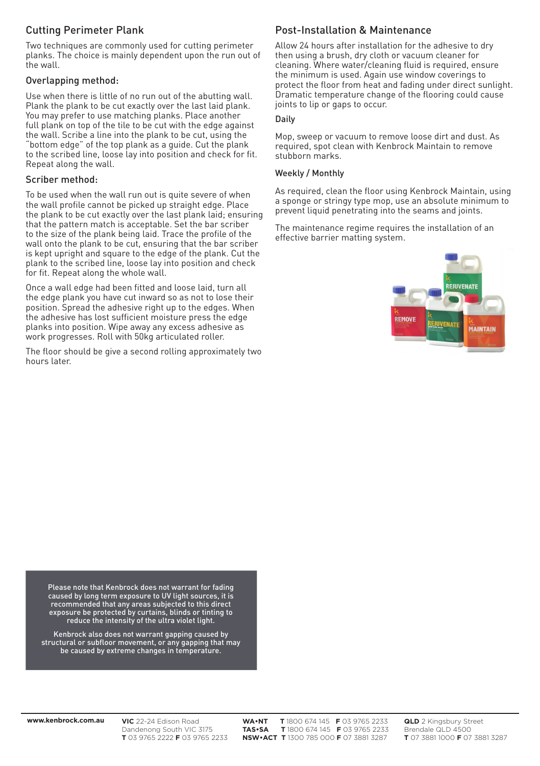## Cutting Perimeter Plank

Two techniques are commonly used for cutting perimeter planks. The choice is mainly dependent upon the run out of the wall.

### Overlapping method:

Use when there is little of no run out of the abutting wall. Plank the plank to be cut exactly over the last laid plank. You may prefer to use matching planks. Place another full plank on top of the tile to be cut with the edge against the wall. Scribe a line into the plank to be cut, using the "bottom edge" of the top plank as a guide. Cut the plank to the scribed line, loose lay into position and check for fit. Repeat along the wall.

### Scriber method:

To be used when the wall run out is quite severe of when the wall profile cannot be picked up straight edge. Place the plank to be cut exactly over the last plank laid; ensuring that the pattern match is acceptable. Set the bar scriber to the size of the plank being laid. Trace the profile of the wall onto the plank to be cut, ensuring that the bar scriber is kept upright and square to the edge of the plank. Cut the plank to the scribed line, loose lay into position and check for fit. Repeat along the whole wall.

Once a wall edge had been fitted and loose laid, turn all the edge plank you have cut inward so as not to lose their position. Spread the adhesive right up to the edges. When the adhesive has lost sufficient moisture press the edge planks into position. Wipe away any excess adhesive as work progresses. Roll with 50kg articulated roller.

The floor should be give a second rolling approximately two hours later.

## Post-Installation & Maintenance

Allow 24 hours after installation for the adhesive to dry then using a brush, dry cloth or vacuum cleaner for cleaning. Where water/cleaning fluid is required, ensure the minimum is used. Again use window coverings to protect the floor from heat and fading under direct sunlight. Dramatic temperature change of the flooring could cause joints to lip or gaps to occur.

### Daily

Mop, sweep or vacuum to remove loose dirt and dust. As required, spot clean with Kenbrock Maintain to remove stubborn marks.

### Weekly / Monthly

As required, clean the floor using Kenbrock Maintain, using a sponge or stringy type mop, use an absolute minimum to prevent liquid penetrating into the seams and joints.

The maintenance regime requires the installation of an effective barrier matting system.

Please note that Kenbrock does not warrant for fading caused by long term exposure to UV light sources, it is recommended that any areas subjected to this direct exposure be protected by curtains, blinds or tinting to reduce the intensity of the ultra violet light.

Kenbrock also does not warrant gapping caused by structural or subfloor movement, or any gapping that may be caused by extreme changes in temperature.

**www.kenbrock.com.au**

**VIC** 22-24 Edison Road
Dandenong South VIC 3175
**T** 03 9765 2222 **F** 03 9765 2233

**WA•NT** **T** 1800 674 145 **F** 03 9765 2233
**TAS•SA** **T** 1800 674 145 **F** 03 9765 2233
**NSW•ACT** **T** 1300 785 000 **F** 07 3881 3287

**QLD** 2 Kingsbury Street
Brendale QLD 4500
**T** 07 3881 1000 **F** 07 3881 3287